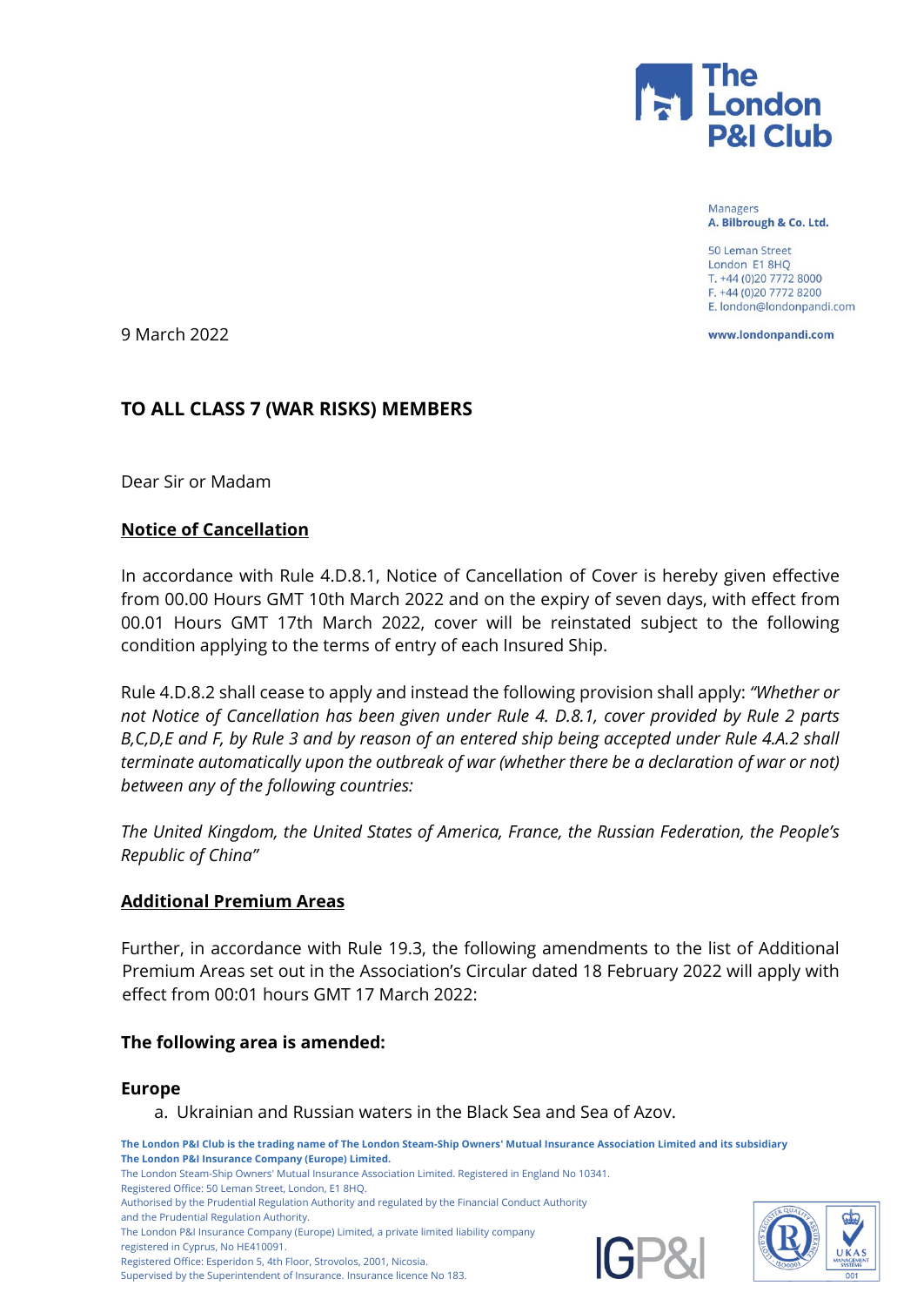Managers
**A. Bilbrough & Co. Ltd.**

50 Leman Street
London E1 8HQ
T. +44 (0)20 7772 8000
F. +44 (0)20 7772 8200
E. london@londonpandi.com

**www.londonpandi.com**

9 March 2022

**TO ALL CLASS 7 (WAR RISKS) MEMBERS**

Dear Sir or Madam

**<u>Notice of Cancellation</u>**

In accordance with Rule 4.D.8.1, Notice of Cancellation of Cover is hereby given effective from 00.00 Hours GMT 10th March 2022 and on the expiry of seven days, with effect from 00.01 Hours GMT 17th March 2022, cover will be reinstated subject to the following condition applying to the terms of entry of each Insured Ship.

Rule 4.D.8.2 shall cease to apply and instead the following provision shall apply: *"Whether or not Notice of Cancellation has been given under Rule 4. D.8.1, cover provided by Rule 2 parts B,C,D,E and F, by Rule 3 and by reason of an entered ship being accepted under Rule 4.A.2 shall terminate automatically upon the outbreak of war (whether there be a declaration of war or not) between any of the following countries:*

*The United Kingdom, the United States of America, France, the Russian Federation, the People's Republic of China"*

**<u>Additional Premium Areas</u>**

Further, in accordance with Rule 19.3, the following amendments to the list of Additional Premium Areas set out in the Association's Circular dated 18 February 2022 will apply with effect from 00:01 hours GMT 17 March 2022:

**The following area is amended:**

**Europe**

a. Ukrainian and Russian waters in the Black Sea and Sea of Azov.

**The London P&I Club is the trading name of The London Steam-Ship Owners' Mutual Insurance Association Limited and its subsidiary The London P&I Insurance Company (Europe) Limited.**
The London Steam-Ship Owners' Mutual Insurance Association Limited. Registered in England No 10341.
Registered Office: 50 Leman Street, London, E1 8HQ.
Authorised by the Prudential Regulation Authority and regulated by the Financial Conduct Authority and the Prudential Regulation Authority.
The London P&I Insurance Company (Europe) Limited, a private limited liability company registered in Cyprus, No HE410091.
Registered Office: Esperidon 5, 4th Floor, Strovolos, 2001, Nicosia.
Supervised by the Superintendent of Insurance. Insurance licence No 183.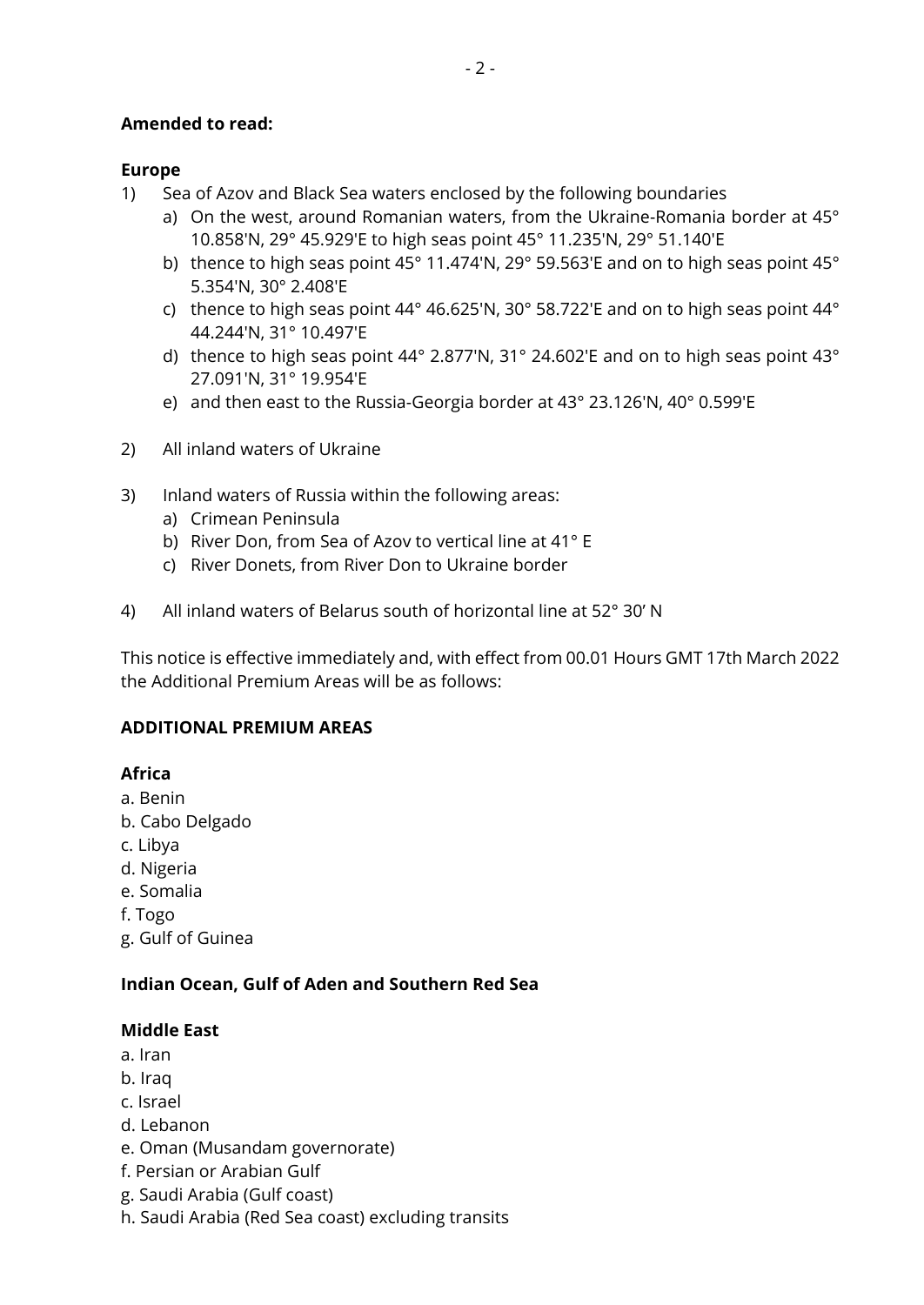**Amended to read:**

**Europe**

1) Sea of Azov and Black Sea waters enclosed by the following boundaries
   a) On the west, around Romanian waters, from the Ukraine-Romania border at 45° 10.858'N, 29° 45.929'E to high seas point 45° 11.235'N, 29° 51.140'E
   b) thence to high seas point 45° 11.474'N, 29° 59.563'E and on to high seas point 45° 5.354'N, 30° 2.408'E
   c) thence to high seas point 44° 46.625'N, 30° 58.722'E and on to high seas point 44° 44.244'N, 31° 10.497'E
   d) thence to high seas point 44° 2.877'N, 31° 24.602'E and on to high seas point 43° 27.091'N, 31° 19.954'E
   e) and then east to the Russia-Georgia border at 43° 23.126'N, 40° 0.599'E

2) All inland waters of Ukraine

3) Inland waters of Russia within the following areas:
   a) Crimean Peninsula
   b) River Don, from Sea of Azov to vertical line at 41° E
   c) River Donets, from River Don to Ukraine border

4) All inland waters of Belarus south of horizontal line at 52° 30' N

This notice is effective immediately and, with effect from 00.01 Hours GMT 17th March 2022 the Additional Premium Areas will be as follows:

**ADDITIONAL PREMIUM AREAS**

**Africa**

a. Benin
b. Cabo Delgado
c. Libya
d. Nigeria
e. Somalia
f. Togo
g. Gulf of Guinea

**Indian Ocean, Gulf of Aden and Southern Red Sea**

**Middle East**

a. Iran
b. Iraq
c. Israel
d. Lebanon
e. Oman (Musandam governorate)
f. Persian or Arabian Gulf
g. Saudi Arabia (Gulf coast)
h. Saudi Arabia (Red Sea coast) excluding transits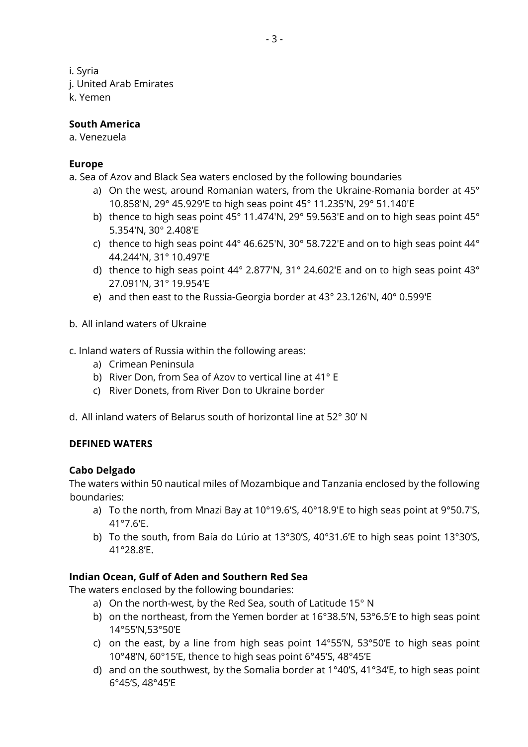i. Syria
j. United Arab Emirates
k. Yemen

**South America**
a. Venezuela

**Europe**
a. Sea of Azov and Black Sea waters enclosed by the following boundaries

- a) On the west, around Romanian waters, from the Ukraine-Romania border at 45° 10.858'N, 29° 45.929'E to high seas point 45° 11.235'N, 29° 51.140'E
- b) thence to high seas point 45° 11.474'N, 29° 59.563'E and on to high seas point 45° 5.354'N, 30° 2.408'E
- c) thence to high seas point 44° 46.625'N, 30° 58.722'E and on to high seas point 44° 44.244'N, 31° 10.497'E
- d) thence to high seas point 44° 2.877'N, 31° 24.602'E and on to high seas point 43° 27.091'N, 31° 19.954'E
- e) and then east to the Russia-Georgia border at 43° 23.126'N, 40° 0.599'E

b. All inland waters of Ukraine

c. Inland waters of Russia within the following areas:

- a) Crimean Peninsula
- b) River Don, from Sea of Azov to vertical line at 41° E
- c) River Donets, from River Don to Ukraine border

d. All inland waters of Belarus south of horizontal line at 52° 30’ N

**DEFINED WATERS**

**Cabo Delgado**
The waters within 50 nautical miles of Mozambique and Tanzania enclosed by the following boundaries:

- a) To the north, from Mnazi Bay at 10°19.6'S, 40°18.9'E to high seas point at 9°50.7'S, 41°7.6'E.
- b) To the south, from Baía do Lúrio at 13°30’S, 40°31.6’E to high seas point 13°30’S, 41°28.8’E.

**Indian Ocean, Gulf of Aden and Southern Red Sea**
The waters enclosed by the following boundaries:

- a) On the north-west, by the Red Sea, south of Latitude 15° N
- b) on the northeast, from the Yemen border at 16°38.5’N, 53°6.5’E to high seas point 14°55’N,53°50’E
- c) on the east, by a line from high seas point 14°55’N, 53°50’E to high seas point 10°48’N, 60°15’E, thence to high seas point 6°45’S, 48°45’E
- d) and on the southwest, by the Somalia border at 1°40’S, 41°34’E, to high seas point 6°45’S, 48°45’E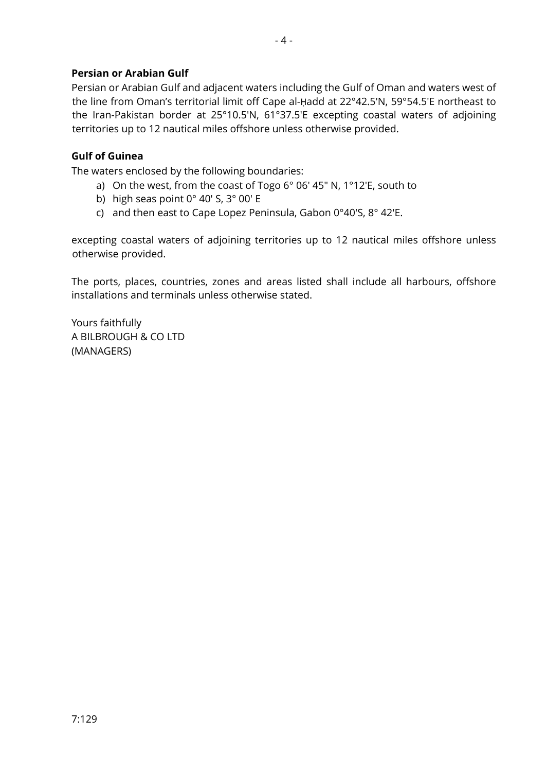**Persian or Arabian Gulf**

Persian or Arabian Gulf and adjacent waters including the Gulf of Oman and waters west of the line from Oman's territorial limit off Cape al-Ḥadd at 22°42.5'N, 59°54.5'E northeast to the Iran-Pakistan border at 25°10.5'N, 61°37.5'E excepting coastal waters of adjoining territories up to 12 nautical miles offshore unless otherwise provided.

**Gulf of Guinea**

The waters enclosed by the following boundaries:

a) On the west, from the coast of Togo 6° 06' 45" N, 1°12'E, south to
b) high seas point 0° 40' S, 3° 00' E
c) and then east to Cape Lopez Peninsula, Gabon 0°40'S, 8° 42'E.

excepting coastal waters of adjoining territories up to 12 nautical miles offshore unless otherwise provided.

The ports, places, countries, zones and areas listed shall include all harbours, offshore installations and terminals unless otherwise stated.

Yours faithfully
A BILBROUGH & CO LTD
(MANAGERS)

7:129